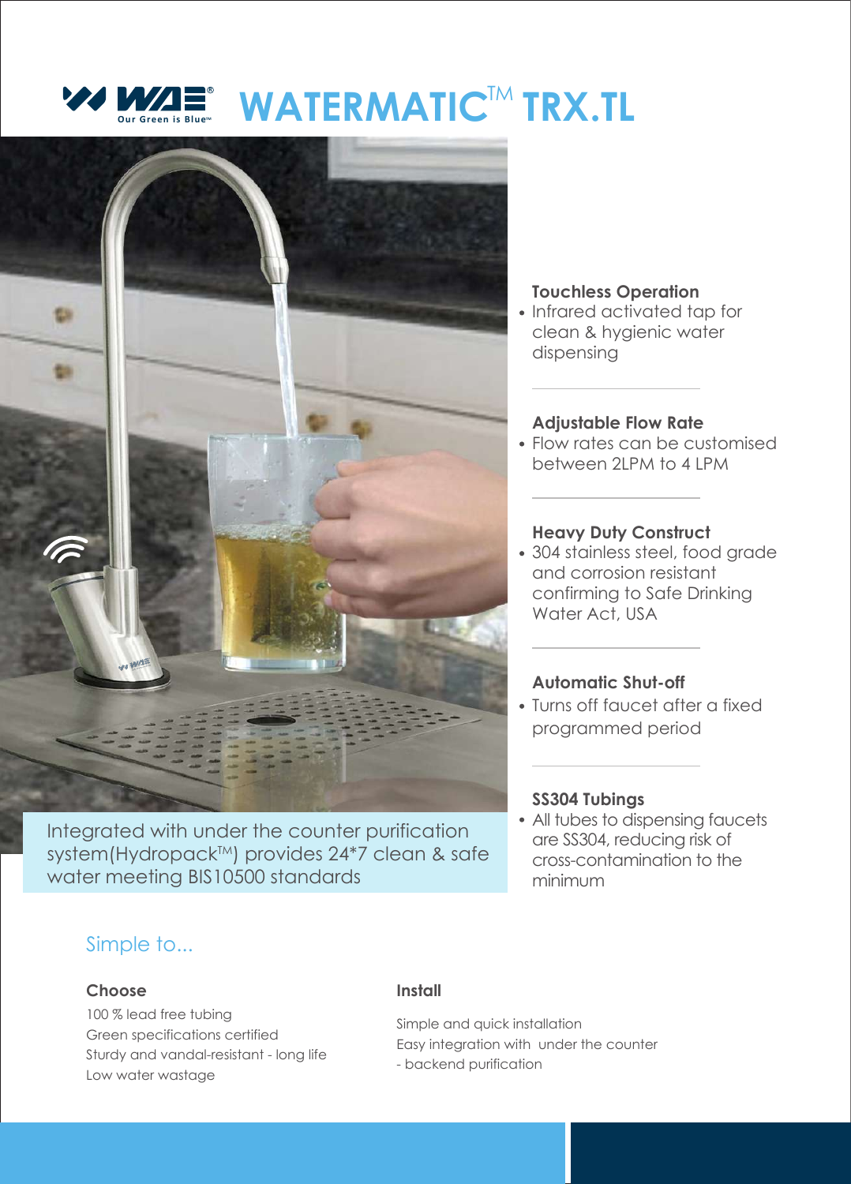# WATERMATIC™ TRX.TL

Our Green is Blue™

Integrated with under the counter purification system(Hydropack™) provides 24*7 clean & safe water meeting BIS10500 standards

### Touchless Operation

- Infrared activated tap for clean & hygienic water dispensing

### Adjustable Flow Rate

- Flow rates can be customised between 2LPM to 4 LPM

### Heavy Duty Construct

- 304 stainless steel, food grade and corrosion resistant confirming to Safe Drinking Water Act, USA

### Automatic Shut-off

- Turns off faucet after a fixed programmed period

### SS304 Tubings

- All tubes to dispensing faucets are SS304, reducing risk of cross-contamination to the minimum

## Simple to...

### Choose

100 % lead free tubing
Green specifications certified
Sturdy and vandal-resistant - long life
Low water wastage

### Install

Simple and quick installation
Easy integration with under the counter - backend purification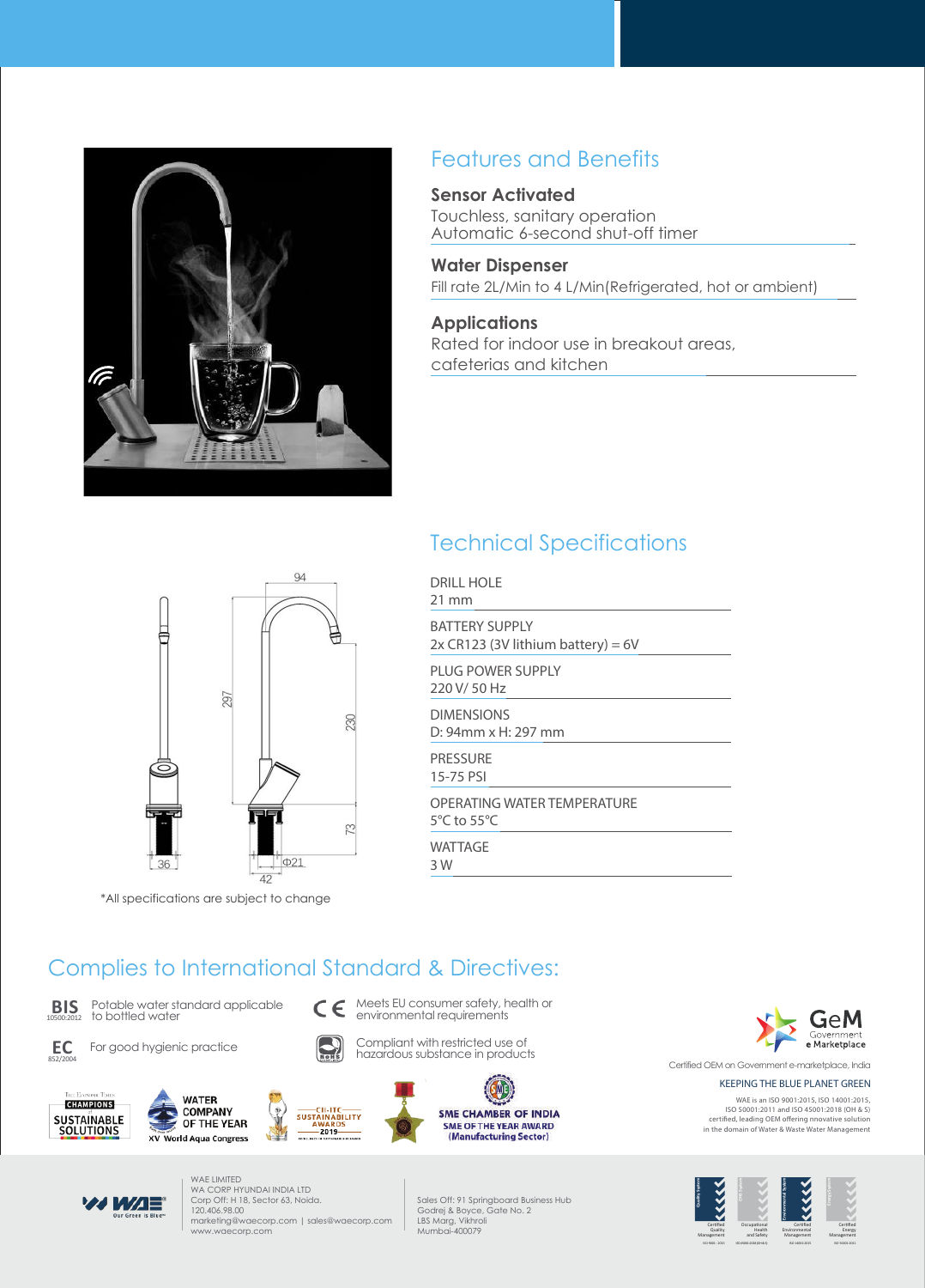## Features and Benefits

### Sensor Activated

Touchless, sanitary operation
Automatic 6-second shut-off timer

### Water Dispenser

Fill rate 2L/Min to 4 L/Min(Refrigerated, hot or ambient)

### Applications

Rated for indoor use in breakout areas, cafeterias and kitchen

94

297

230

73

36

Φ21

42

*All specifications are subject to change

## Technical Specifications

DRILL HOLE
21 mm

BATTERY SUPPLY
2x CR123 (3V lithium battery) = 6V

PLUG POWER SUPPLY
220 V/ 50 Hz

DIMENSIONS
D: 94mm x H: 297 mm

PRESSURE
15-75 PSI

OPERATING WATER TEMPERATURE
5°C to 55°C

WATTAGE
3 W

## Complies to International Standard & Directives:

**BIS** 10500:2012 — Potable water standard applicable to bottled water

**CE** — Meets EU consumer safety, health or environmental requirements

**EC** 852/2004 — For good hygienic practice

**RoHS** — Compliant with restricted use of hazardous substance in products

The Economic Times CHAMPIONS SUSTAINABLE SOLUTIONS

WATER COMPANY OF THE YEAR — XV World Aqua Congress

CII-ITC SUSTAINABILITY AWARDS 2019

SME CHAMBER OF INDIA SME OF THE YEAR AWARD (Manufacturing Sector)

GeM Government e Marketplace

Certified OEM on Government e-marketplace, India

KEEPING THE BLUE PLANET GREEN

WAE is an ISO 9001:2015, ISO 14001:2015, ISO 50001:2011 and ISO 45001:2018 (OH & S) certified, leading OEM offering nnovative solution in the domain of Water & Waste Water Management

WAE Our Green is Blue™

WAE LIMITED
WA CORP HYUNDAI INDIA LTD
Corp Off: H 18, Sector 63, Noida.
120.406.98.00
marketing@waecorp.com | sales@waecorp.com
www.waecorp.com

Sales Off: 91 Springboard Business Hub
Godrej & Boyce, Gate No. 2
LBS Marg, Vikhroli
Mumbai-400079

Certified Quality Management | Occupational Health and Safety | Certified Environmental Management | Certified Energy Management